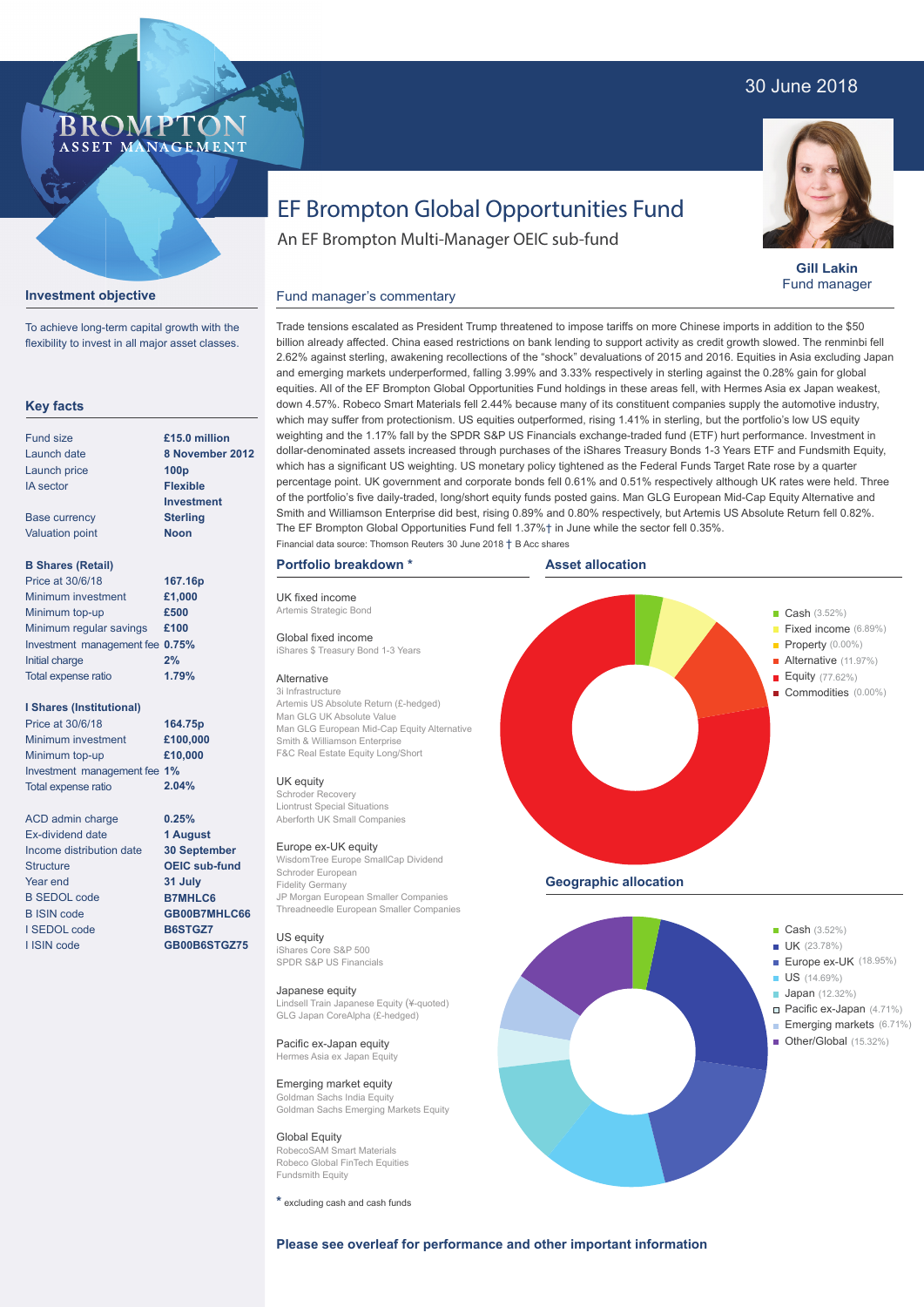30 June 2018

BROMPTON ASSET MANAGEMENT

# EF Brompton Global Opportunities Fund

An EF Brompton Multi-Manager OEIC sub-fund

**Gill Lakin**
Fund manager

## Investment objective

To achieve long-term capital growth with the flexibility to invest in all major asset classes.

## Key facts

| | |
|---|---|
| Fund size | **£15.0 million** |
| Launch date | **8 November 2012** |
| Launch price | **100p** |
| IA sector | **Flexible Investment** |
| Base currency | **Sterling** |
| Valuation point | **Noon** |

**B Shares (Retail)**

| | |
|---|---|
| Price at 30/6/18 | **167.16p** |
| Minimum investment | **£1,000** |
| Minimum top-up | **£500** |
| Minimum regular savings | **£100** |
| Investment management fee | **0.75%** |
| Initial charge | **2%** |
| Total expense ratio | **1.79%** |

**I Shares (Institutional)**

| | |
|---|---|
| Price at 30/6/18 | **164.75p** |
| Minimum investment | **£100,000** |
| Minimum top-up | **£10,000** |
| Investment management fee | **1%** |
| Total expense ratio | **2.04%** |

| | |
|---|---|
| ACD admin charge | **0.25%** |
| Ex-dividend date | **1 August** |
| Income distribution date | **30 September** |
| Structure | **OEIC sub-fund** |
| Year end | **31 July** |
| B SEDOL code | **B7MHLC6** |
| B ISIN code | **GB00B7MHLC66** |
| I SEDOL code | **B6STGZ7** |
| I ISIN code | **GB00B6STGZ75** |

## Fund manager's commentary

Trade tensions escalated as President Trump threatened to impose tariffs on more Chinese imports in addition to the $50 billion already affected. China eased restrictions on bank lending to support activity as credit growth slowed. The renminbi fell 2.62% against sterling, awakening recollections of the "shock" devaluations of 2015 and 2016. Equities in Asia excluding Japan and emerging markets underperformed, falling 3.99% and 3.33% respectively in sterling against the 0.28% gain for global equities. All of the EF Brompton Global Opportunities Fund holdings in these areas fell, with Hermes Asia ex Japan weakest, down 4.57%. Robeco Smart Materials fell 2.44% because many of its constituent companies supply the automotive industry, which may suffer from protectionism. US equities outperformed, rising 1.41% in sterling, but the portfolio's low US equity weighting and the 1.17% fall by the SPDR S&P US Financials exchange-traded fund (ETF) hurt performance. Investment in dollar-denominated assets increased through purchases of the iShares Treasury Bonds 1-3 Years ETF and Fundsmith Equity, which has a significant US weighting. US monetary policy tightened as the Federal Funds Target Rate rose by a quarter percentage point. UK government and corporate bonds fell 0.61% and 0.51% respectively although UK rates were held. Three of the portfolio's five daily-traded, long/short equity funds posted gains. Man GLG European Mid-Cap Equity Alternative and Smith and Williamson Enterprise did best, rising 0.89% and 0.80% respectively, but Artemis US Absolute Return fell 0.82%. The EF Brompton Global Opportunities Fund fell 1.37%† in June while the sector fell 0.35%.

Financial data source: Thomson Reuters 30 June 2018 † B Acc shares

## Portfolio breakdown *

**UK fixed income**
Artemis Strategic Bond

**Global fixed income**
iShares $ Treasury Bond 1-3 Years

**Alternative**
3i Infrastructure
Artemis US Absolute Return (£-hedged)
Man GLG UK Absolute Value
Man GLG European Mid-Cap Equity Alternative
Smith & Williamson Enterprise
F&C Real Estate Equity Long/Short

**UK equity**
Schroder Recovery
Liontrust Special Situations
Aberforth UK Small Companies

**Europe ex-UK equity**
WisdomTree Europe SmallCap Dividend
Schroder European
Fidelity Germany
JP Morgan European Smaller Companies
Threadneedle European Smaller Companies

**US equity**
iShares Core S&P 500
SPDR S&P US Financials

**Japanese equity**
Lindsell Train Japanese Equity (¥-quoted)
GLG Japan CoreAlpha (£-hedged)

**Pacific ex-Japan equity**
Hermes Asia ex Japan Equity

**Emerging market equity**
Goldman Sachs India Equity
Goldman Sachs Emerging Markets Equity

**Global Equity**
RobecoSAM Smart Materials
Robeco Global FinTech Equities
Fundsmith Equity

* excluding cash and cash funds

## Asset allocation

- Cash (3.52%)
- Fixed income (6.89%)
- Property (0.00%)
- Alternative (11.97%)
- Equity (77.62%)
- Commodities (0.00%)

## Geographic allocation

- Cash (3.52%)
- UK (23.78%)
- Europe ex-UK (18.95%)
- US (14.69%)
- Japan (12.32%)
- Pacific ex-Japan (4.71%)
- Emerging markets (6.71%)
- Other/Global (15.32%)

**Please see overleaf for performance and other important information**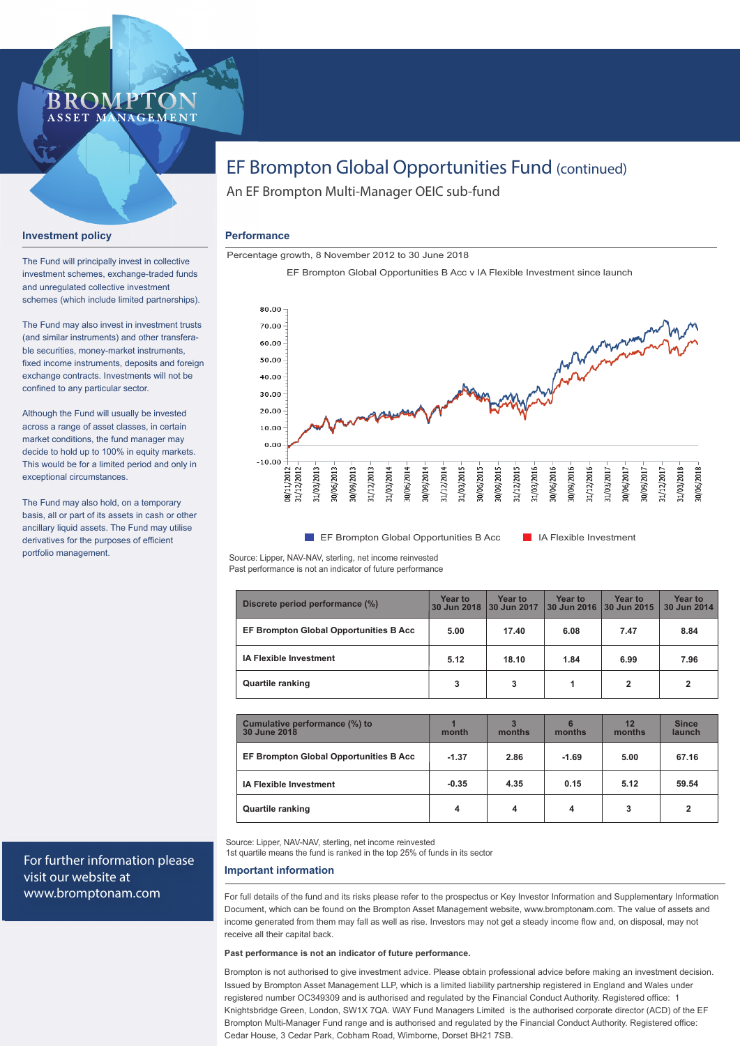BROMPTON
ASSET MANAGEMENT

# EF Brompton Global Opportunities Fund (continued)

An EF Brompton Multi-Manager OEIC sub-fund

## Investment policy

The Fund will principally invest in collective investment schemes, exchange-traded funds and unregulated collective investment schemes (which include limited partnerships).

The Fund may also invest in investment trusts (and similar instruments) and other transferable securities, money-market instruments, fixed income instruments, deposits and foreign exchange contracts. Investments will not be confined to any particular sector.

Although the Fund will usually be invested across a range of asset classes, in certain market conditions, the fund manager may decide to hold up to 100% in equity markets. This would be for a limited period and only in exceptional circumstances.

The Fund may also hold, on a temporary basis, all or part of its assets in cash or other ancillary liquid assets. The Fund may utilise derivatives for the purposes of efficient portfolio management.

For further information please visit our website at www.bromptonam.com

## Performance

Percentage growth, 8 November 2012 to 30 June 2018

EF Brompton Global Opportunities B Acc v IA Flexible Investment since launch

80.00
70.00
60.00
50.00
40.00
30.00
20.00
10.00
0.00
-10.00

08/11/2012 31/12/2012 31/03/2013 30/06/2013 30/09/2013 31/12/2013 31/03/2014 30/06/2014 30/09/2014 31/12/2014 31/03/2015 30/06/2015 30/09/2015 31/12/2015 31/03/2016 30/06/2016 30/09/2016 31/12/2016 31/03/2017 30/06/2017 30/09/2017 31/12/2017 31/03/2018 30/06/2018

EF Brompton Global Opportunities B Acc
IA Flexible Investment

Source: Lipper, NAV-NAV, sterling, net income reinvested
Past performance is not an indicator of future performance

| Discrete period performance (%) | Year to 30 Jun 2018 | Year to 30 Jun 2017 | Year to 30 Jun 2016 | Year to 30 Jun 2015 | Year to 30 Jun 2014 |
|---|---|---|---|---|---|
| **EF Brompton Global Opportunities B Acc** | 5.00 | 17.40 | 6.08 | 7.47 | 8.84 |
| **IA Flexible Investment** | 5.12 | 18.10 | 1.84 | 6.99 | 7.96 |
| **Quartile ranking** | 3 | 3 | 1 | 2 | 2 |

| Cumulative performance (%) to 30 June 2018 | 1 month | 3 months | 6 months | 12 months | Since launch |
|---|---|---|---|---|---|
| **EF Brompton Global Opportunities B Acc** | -1.37 | 2.86 | -1.69 | 5.00 | 67.16 |
| **IA Flexible Investment** | -0.35 | 4.35 | 0.15 | 5.12 | 59.54 |
| **Quartile ranking** | 4 | 4 | 4 | 3 | 2 |

Source: Lipper, NAV-NAV, sterling, net income reinvested
1st quartile means the fund is ranked in the top 25% of funds in its sector

## Important information

For full details of the fund and its risks please refer to the prospectus or Key Investor Information and Supplementary Information Document, which can be found on the Brompton Asset Management website, www.bromptonam.com. The value of assets and income generated from them may fall as well as rise. Investors may not get a steady income flow and, on disposal, may not receive all their capital back.

**Past performance is not an indicator of future performance.**

Brompton is not authorised to give investment advice. Please obtain professional advice before making an investment decision. Issued by Brompton Asset Management LLP, which is a limited liability partnership registered in England and Wales under registered number OC349309 and is authorised and regulated by the Financial Conduct Authority. Registered office: 1 Knightsbridge Green, London, SW1X 7QA. WAY Fund Managers Limited is the authorised corporate director (ACD) of the EF Brompton Multi-Manager Fund range and is authorised and regulated by the Financial Conduct Authority. Registered office: Cedar House, 3 Cedar Park, Cobham Road, Wimborne, Dorset BH21 7SB.